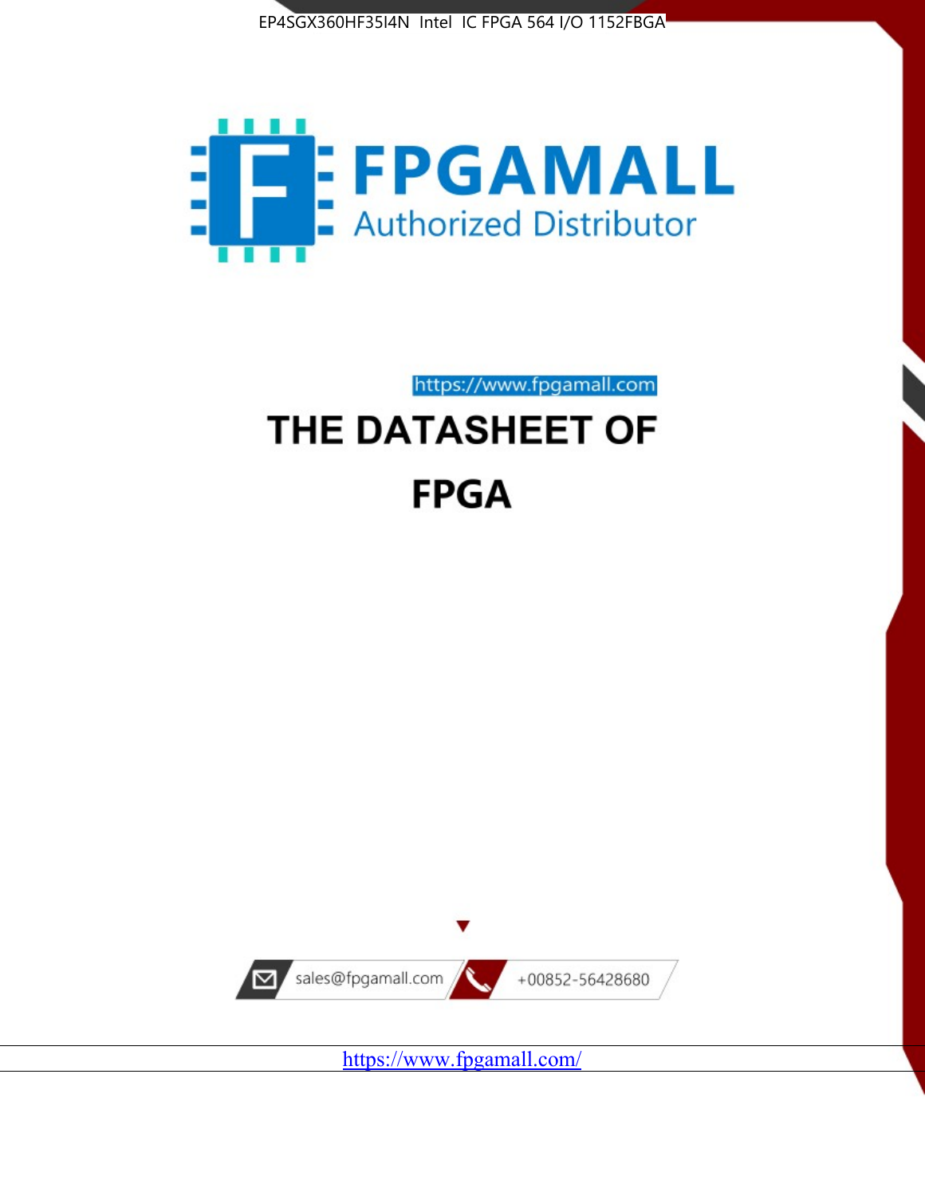EP4SGX360HF35I4N Intel IC FPGA 564 I/O 1152FBGA

FPGAMALL

Authorized Distributor

https://www.fpgamall.com

# THE DATASHEET OF

# FPGA

sales@fpgamall.com

+00852-56428680

https://www.fpgamall.com/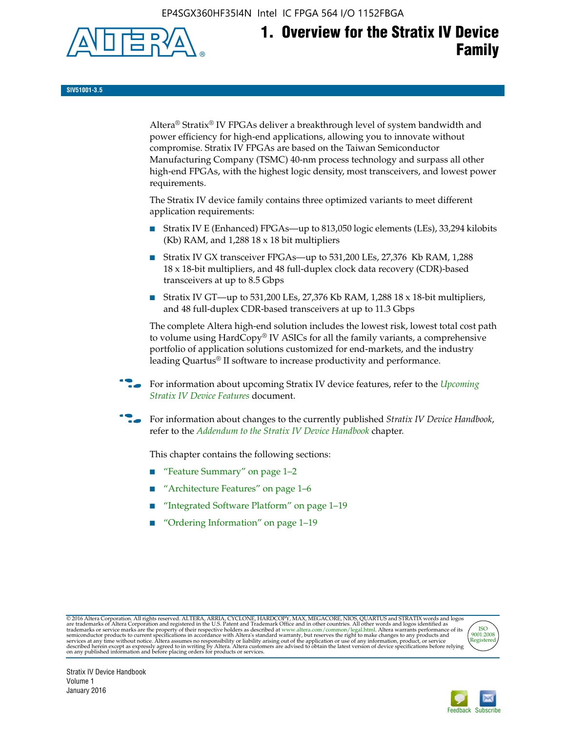# 1. Overview for the Stratix IV Device Family

SIV51001-3.5

Altera® Stratix® IV FPGAs deliver a breakthrough level of system bandwidth and power efficiency for high-end applications, allowing you to innovate without compromise. Stratix IV FPGAs are based on the Taiwan Semiconductor Manufacturing Company (TSMC) 40-nm process technology and surpass all other high-end FPGAs, with the highest logic density, most transceivers, and lowest power requirements.

The Stratix IV device family contains three optimized variants to meet different application requirements:

- Stratix IV E (Enhanced) FPGAs—up to 813,050 logic elements (LEs), 33,294 kilobits (Kb) RAM, and 1,288 18 x 18 bit multipliers
- Stratix IV GX transceiver FPGAs—up to 531,200 LEs, 27,376 Kb RAM, 1,288 18 x 18-bit multipliers, and 48 full-duplex clock data recovery (CDR)-based transceivers at up to 8.5 Gbps
- Stratix IV GT—up to 531,200 LEs, 27,376 Kb RAM, 1,288 18 x 18-bit multipliers, and 48 full-duplex CDR-based transceivers at up to 11.3 Gbps

The complete Altera high-end solution includes the lowest risk, lowest total cost path to volume using HardCopy® IV ASICs for all the family variants, a comprehensive portfolio of application solutions customized for end-markets, and the industry leading Quartus® II software to increase productivity and performance.

For information about upcoming Stratix IV device features, refer to the *Upcoming Stratix IV Device Features* document.

For information about changes to the currently published *Stratix IV Device Handbook*, refer to the *Addendum to the Stratix IV Device Handbook* chapter.

This chapter contains the following sections:

- "Feature Summary" on page 1–2
- "Architecture Features" on page 1–6
- "Integrated Software Platform" on page 1–19
- "Ordering Information" on page 1–19

© 2016 Altera Corporation. All rights reserved. ALTERA, ARRIA, CYCLONE, HARDCOPY, MAX, MEGACORE, NIOS, QUARTUS and STRATIX words and logos are trademarks of Altera Corporation and registered in the U.S. Patent and Trademark Office and in other countries. All other words and logos identified as trademarks or service marks are the property of their respective holders as described at www.altera.com/common/legal.html. Altera warrants performance of its semiconductor products to current specifications in accordance with Altera's standard warranty, but reserves the right to make changes to any products and services at any time without notice. Altera assumes no responsibility or liability arising out of the application or use of any information, product, or service described herein except as expressly agreed to in writing by Altera. Altera customers are advised to obtain the latest version of device specifications before relying on any published information and before placing orders for products or services.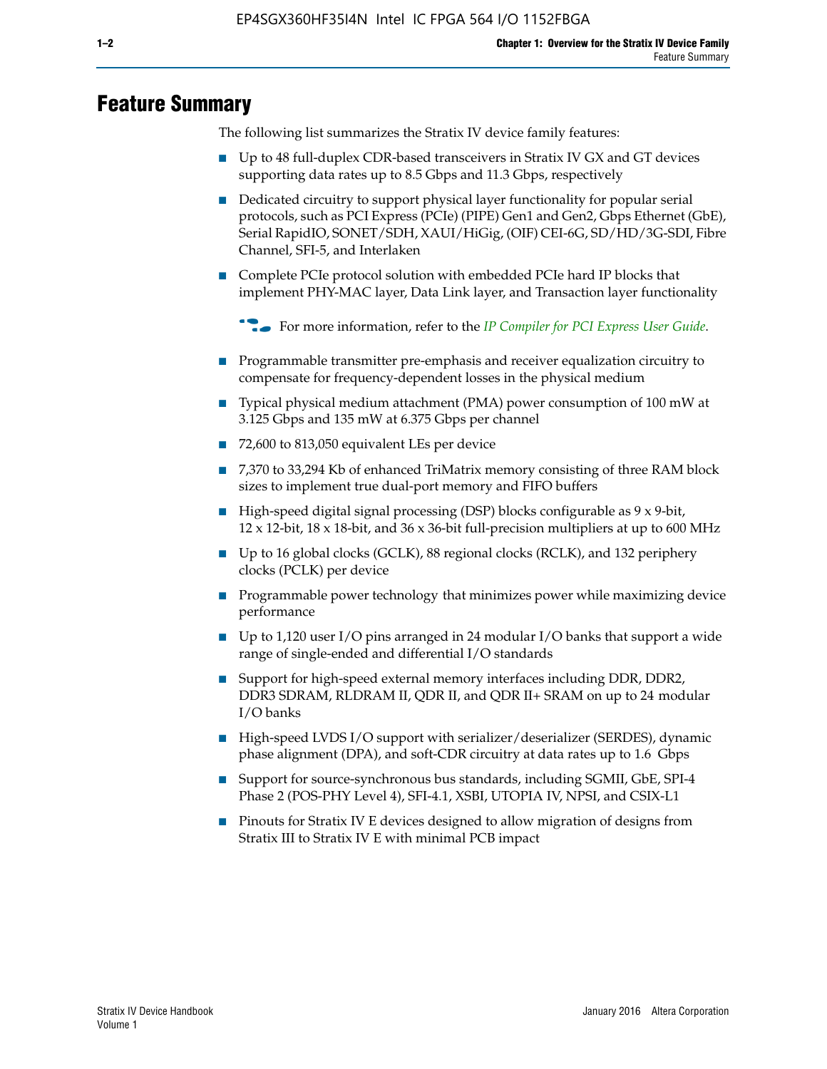# Feature Summary

The following list summarizes the Stratix IV device family features:

- Up to 48 full-duplex CDR-based transceivers in Stratix IV GX and GT devices supporting data rates up to 8.5 Gbps and 11.3 Gbps, respectively
- Dedicated circuitry to support physical layer functionality for popular serial protocols, such as PCI Express (PCIe) (PIPE) Gen1 and Gen2, Gbps Ethernet (GbE), Serial RapidIO, SONET/SDH, XAUI/HiGig, (OIF) CEI-6G, SD/HD/3G-SDI, Fibre Channel, SFI-5, and Interlaken
- Complete PCIe protocol solution with embedded PCIe hard IP blocks that implement PHY-MAC layer, Data Link layer, and Transaction layer functionality

  For more information, refer to the *IP Compiler for PCI Express User Guide*.

- Programmable transmitter pre-emphasis and receiver equalization circuitry to compensate for frequency-dependent losses in the physical medium
- Typical physical medium attachment (PMA) power consumption of 100 mW at 3.125 Gbps and 135 mW at 6.375 Gbps per channel
- 72,600 to 813,050 equivalent LEs per device
- 7,370 to 33,294 Kb of enhanced TriMatrix memory consisting of three RAM block sizes to implement true dual-port memory and FIFO buffers
- High-speed digital signal processing (DSP) blocks configurable as 9 x 9-bit, 12 x 12-bit, 18 x 18-bit, and 36 x 36-bit full-precision multipliers at up to 600 MHz
- Up to 16 global clocks (GCLK), 88 regional clocks (RCLK), and 132 periphery clocks (PCLK) per device
- Programmable power technology that minimizes power while maximizing device performance
- Up to 1,120 user I/O pins arranged in 24 modular I/O banks that support a wide range of single-ended and differential I/O standards
- Support for high-speed external memory interfaces including DDR, DDR2, DDR3 SDRAM, RLDRAM II, QDR II, and QDR II+ SRAM on up to 24 modular I/O banks
- High-speed LVDS I/O support with serializer/deserializer (SERDES), dynamic phase alignment (DPA), and soft-CDR circuitry at data rates up to 1.6 Gbps
- Support for source-synchronous bus standards, including SGMII, GbE, SPI-4 Phase 2 (POS-PHY Level 4), SFI-4.1, XSBI, UTOPIA IV, NPSI, and CSIX-L1
- Pinouts for Stratix IV E devices designed to allow migration of designs from Stratix III to Stratix IV E with minimal PCB impact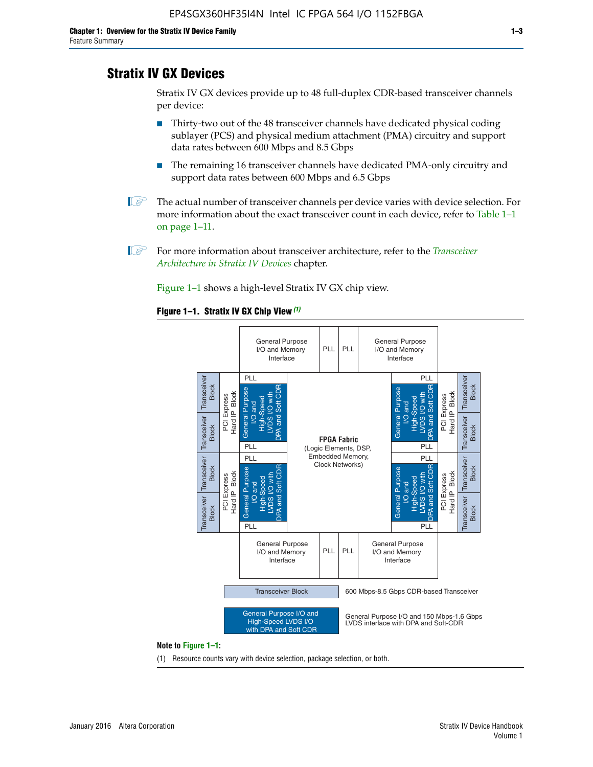# Stratix IV GX Devices

Stratix IV GX devices provide up to 48 full-duplex CDR-based transceiver channels per device:

- Thirty-two out of the 48 transceiver channels have dedicated physical coding sublayer (PCS) and physical medium attachment (PMA) circuitry and support data rates between 600 Mbps and 8.5 Gbps
- The remaining 16 transceiver channels have dedicated PMA-only circuitry and support data rates between 600 Mbps and 6.5 Gbps

The actual number of transceiver channels per device varies with device selection. For more information about the exact transceiver count in each device, refer to Table 1–1 on page 1–11.

For more information about transceiver architecture, refer to the *Transceiver Architecture in Stratix IV Devices* chapter.

Figure 1–1 shows a high-level Stratix IV GX chip view.

**Figure 1–1. Stratix IV GX Chip View** *(1)*

General Purpose I/O and Memory Interface | PLL | PLL | General Purpose I/O and Memory Interface

Transceiver Block | Transceiver Block | PCI Express Hard IP Block | PLL | General Purpose I/O and High-Speed LVDS I/O with DPA and Soft CDR | PLL

**FPGA Fabric** (Logic Elements, DSP, Embedded Memory, Clock Networks)

Transceiver Block — 600 Mbps-8.5 Gbps CDR-based Transceiver

General Purpose I/O and High-Speed LVDS I/O with DPA and Soft CDR — General Purpose I/O and 150 Mbps-1.6 Gbps LVDS interface with DPA and Soft-CDR

**Note to Figure 1–1:**

(1) Resource counts vary with device selection, package selection, or both.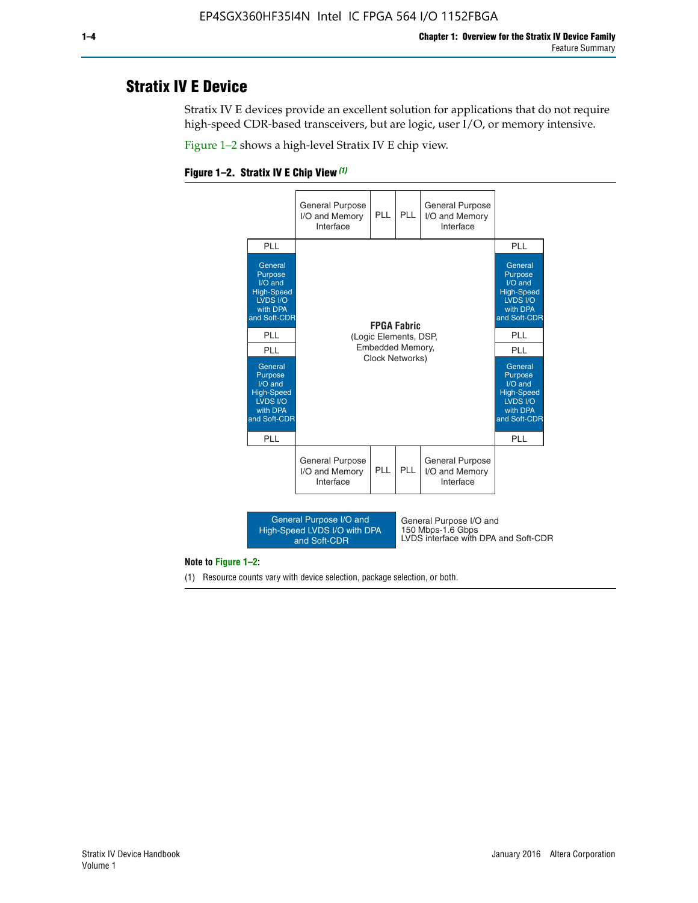# Stratix IV E Device

Stratix IV E devices provide an excellent solution for applications that do not require high-speed CDR-based transceivers, but are logic, user I/O, or memory intensive.

Figure 1–2 shows a high-level Stratix IV E chip view.

**Figure 1–2. Stratix IV E Chip View** *(1)*

| | General Purpose I/O and Memory Interface | PLL | PLL | General Purpose I/O and Memory Interface | |
|---|---|---|---|---|---|
| PLL | | | | | PLL |
| General Purpose I/O and High-Speed LVDS I/O with DPA and Soft-CDR | | | | | General Purpose I/O and High-Speed LVDS I/O with DPA and Soft-CDR |
| PLL | | **FPGA Fabric** (Logic Elements, DSP, Embedded Memory, Clock Networks) | | | PLL |
| PLL | | | | | PLL |
| General Purpose I/O and High-Speed LVDS I/O with DPA and Soft-CDR | | | | | General Purpose I/O and High-Speed LVDS I/O with DPA and Soft-CDR |
| PLL | | | | | PLL |
| | General Purpose I/O and Memory Interface | PLL | PLL | General Purpose I/O and Memory Interface | |

| Legend | |
|---|---|
| General Purpose I/O and High-Speed LVDS I/O with DPA and Soft-CDR | General Purpose I/O and 150 Mbps-1.6 Gbps LVDS interface with DPA and Soft-CDR |

**Note to Figure 1–2:**

(1) Resource counts vary with device selection, package selection, or both.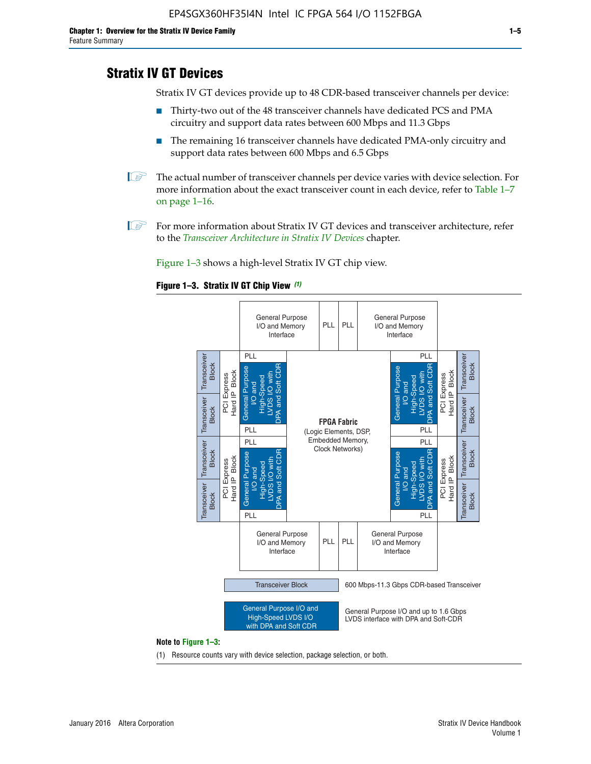## Stratix IV GT Devices

Stratix IV GT devices provide up to 48 CDR-based transceiver channels per device:

- Thirty-two out of the 48 transceiver channels have dedicated PCS and PMA circuitry and support data rates between 600 Mbps and 11.3 Gbps
- The remaining 16 transceiver channels have dedicated PMA-only circuitry and support data rates between 600 Mbps and 6.5 Gbps

The actual number of transceiver channels per device varies with device selection. For more information about the exact transceiver count in each device, refer to Table 1–7 on page 1–16.

For more information about Stratix IV GT devices and transceiver architecture, refer to the *Transceiver Architecture in Stratix IV Devices* chapter.

Figure 1–3 shows a high-level Stratix IV GT chip view.

**Figure 1–3. Stratix IV GT Chip View** *(1)*

General Purpose I/O and Memory Interface | PLL | PLL | General Purpose I/O and Memory Interface

Transceiver Block | Transceiver Block | PCI Express Hard IP Block | PLL | General Purpose I/O and High-Speed LVDS I/O with DPA and Soft CDR | PLL

Transceiver Block | Transceiver Block | PCI Express Hard IP Block | PLL | General Purpose I/O and High-Speed LVDS I/O with DPA and Soft CDR | PLL

**FPGA Fabric** (Logic Elements, DSP, Embedded Memory, Clock Networks)

PLL | General Purpose I/O and High-Speed LVDS I/O with DPA and Soft CDR | PLL | PCI Express Hard IP Block | Transceiver Block | Transceiver Block

PLL | General Purpose I/O and High-Speed LVDS I/O with DPA and Soft CDR | PLL | PCI Express Hard IP Block | Transceiver Block | Transceiver Block

General Purpose I/O and Memory Interface | PLL | PLL | General Purpose I/O and Memory Interface

Transceiver Block — 600 Mbps-11.3 Gbps CDR-based Transceiver

General Purpose I/O and High-Speed LVDS I/O with DPA and Soft CDR — General Purpose I/O and up to 1.6 Gbps LVDS interface with DPA and Soft-CDR

**Note to Figure 1–3:**

(1) Resource counts vary with device selection, package selection, or both.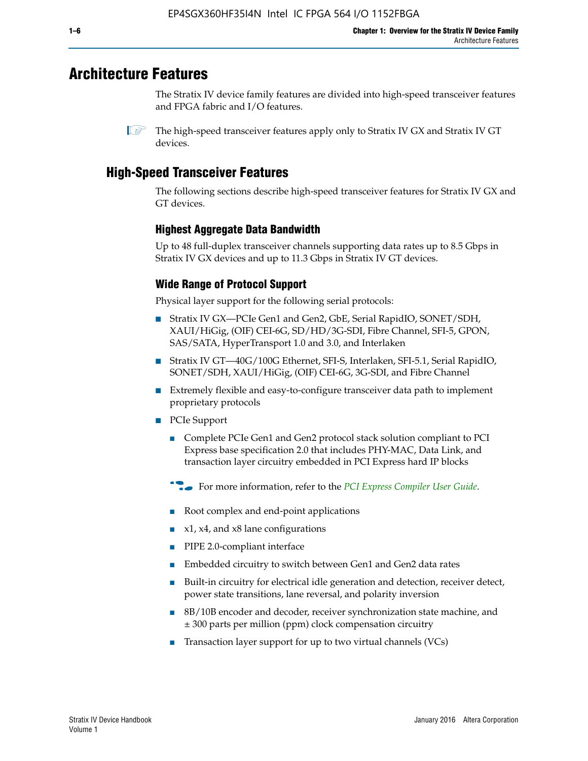# Architecture Features

The Stratix IV device family features are divided into high-speed transceiver features and FPGA fabric and I/O features.

The high-speed transceiver features apply only to Stratix IV GX and Stratix IV GT devices.

## High-Speed Transceiver Features

The following sections describe high-speed transceiver features for Stratix IV GX and GT devices.

### Highest Aggregate Data Bandwidth

Up to 48 full-duplex transceiver channels supporting data rates up to 8.5 Gbps in Stratix IV GX devices and up to 11.3 Gbps in Stratix IV GT devices.

### Wide Range of Protocol Support

Physical layer support for the following serial protocols:

- Stratix IV GX—PCIe Gen1 and Gen2, GbE, Serial RapidIO, SONET/SDH, XAUI/HiGig, (OIF) CEI-6G, SD/HD/3G-SDI, Fibre Channel, SFI-5, GPON, SAS/SATA, HyperTransport 1.0 and 3.0, and Interlaken
- Stratix IV GT—40G/100G Ethernet, SFI-S, Interlaken, SFI-5.1, Serial RapidIO, SONET/SDH, XAUI/HiGig, (OIF) CEI-6G, 3G-SDI, and Fibre Channel
- Extremely flexible and easy-to-configure transceiver data path to implement proprietary protocols
- PCIe Support
  - Complete PCIe Gen1 and Gen2 protocol stack solution compliant to PCI Express base specification 2.0 that includes PHY-MAC, Data Link, and transaction layer circuitry embedded in PCI Express hard IP blocks

  For more information, refer to the *PCI Express Compiler User Guide*.

  - Root complex and end-point applications
  - x1, x4, and x8 lane configurations
  - PIPE 2.0-compliant interface
  - Embedded circuitry to switch between Gen1 and Gen2 data rates
  - Built-in circuitry for electrical idle generation and detection, receiver detect, power state transitions, lane reversal, and polarity inversion
  - 8B/10B encoder and decoder, receiver synchronization state machine, and ± 300 parts per million (ppm) clock compensation circuitry
  - Transaction layer support for up to two virtual channels (VCs)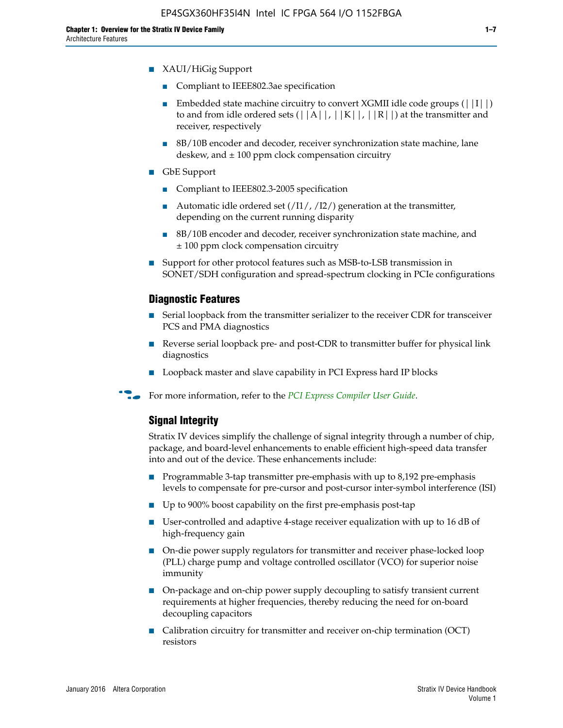- XAUI/HiGig Support
  - Compliant to IEEE802.3ae specification
  - Embedded state machine circuitry to convert XGMII idle code groups (||I||) to and from idle ordered sets (||A||, ||K||, ||R||) at the transmitter and receiver, respectively
  - 8B/10B encoder and decoder, receiver synchronization state machine, lane deskew, and ± 100 ppm clock compensation circuitry
- GbE Support
  - Compliant to IEEE802.3-2005 specification
  - Automatic idle ordered set (/I1/, /I2/) generation at the transmitter, depending on the current running disparity
  - 8B/10B encoder and decoder, receiver synchronization state machine, and ± 100 ppm clock compensation circuitry
- Support for other protocol features such as MSB-to-LSB transmission in SONET/SDH configuration and spread-spectrum clocking in PCIe configurations

### Diagnostic Features

- Serial loopback from the transmitter serializer to the receiver CDR for transceiver PCS and PMA diagnostics
- Reverse serial loopback pre- and post-CDR to transmitter buffer for physical link diagnostics
- Loopback master and slave capability in PCI Express hard IP blocks

For more information, refer to the *PCI Express Compiler User Guide*.

### Signal Integrity

Stratix IV devices simplify the challenge of signal integrity through a number of chip, package, and board-level enhancements to enable efficient high-speed data transfer into and out of the device. These enhancements include:

- Programmable 3-tap transmitter pre-emphasis with up to 8,192 pre-emphasis levels to compensate for pre-cursor and post-cursor inter-symbol interference (ISI)
- Up to 900% boost capability on the first pre-emphasis post-tap
- User-controlled and adaptive 4-stage receiver equalization with up to 16 dB of high-frequency gain
- On-die power supply regulators for transmitter and receiver phase-locked loop (PLL) charge pump and voltage controlled oscillator (VCO) for superior noise immunity
- On-package and on-chip power supply decoupling to satisfy transient current requirements at higher frequencies, thereby reducing the need for on-board decoupling capacitors
- Calibration circuitry for transmitter and receiver on-chip termination (OCT) resistors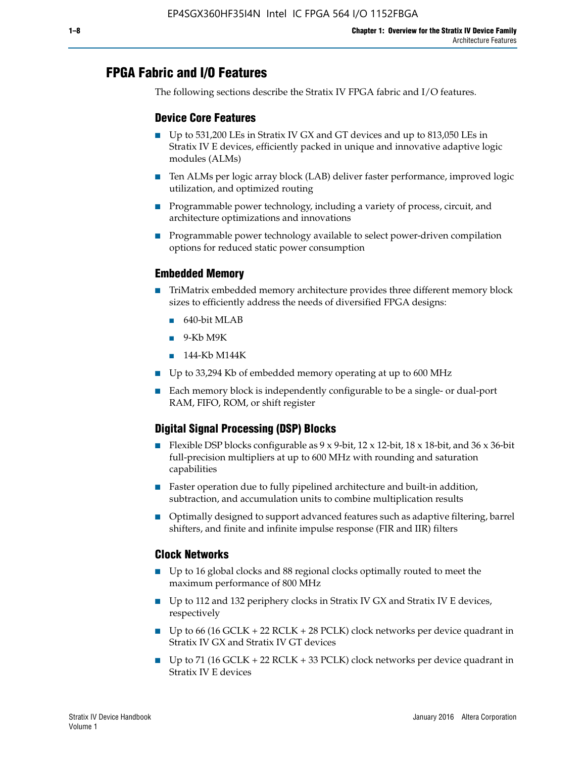## FPGA Fabric and I/O Features

The following sections describe the Stratix IV FPGA fabric and I/O features.

### Device Core Features

- Up to 531,200 LEs in Stratix IV GX and GT devices and up to 813,050 LEs in Stratix IV E devices, efficiently packed in unique and innovative adaptive logic modules (ALMs)
- Ten ALMs per logic array block (LAB) deliver faster performance, improved logic utilization, and optimized routing
- Programmable power technology, including a variety of process, circuit, and architecture optimizations and innovations
- Programmable power technology available to select power-driven compilation options for reduced static power consumption

### Embedded Memory

- TriMatrix embedded memory architecture provides three different memory block sizes to efficiently address the needs of diversified FPGA designs:
  - 640-bit MLAB
  - 9-Kb M9K
  - 144-Kb M144K
- Up to 33,294 Kb of embedded memory operating at up to 600 MHz
- Each memory block is independently configurable to be a single- or dual-port RAM, FIFO, ROM, or shift register

### Digital Signal Processing (DSP) Blocks

- Flexible DSP blocks configurable as 9 x 9-bit, 12 x 12-bit, 18 x 18-bit, and 36 x 36-bit full-precision multipliers at up to 600 MHz with rounding and saturation capabilities
- Faster operation due to fully pipelined architecture and built-in addition, subtraction, and accumulation units to combine multiplication results
- Optimally designed to support advanced features such as adaptive filtering, barrel shifters, and finite and infinite impulse response (FIR and IIR) filters

### Clock Networks

- Up to 16 global clocks and 88 regional clocks optimally routed to meet the maximum performance of 800 MHz
- Up to 112 and 132 periphery clocks in Stratix IV GX and Stratix IV E devices, respectively
- Up to 66 (16 GCLK + 22 RCLK + 28 PCLK) clock networks per device quadrant in Stratix IV GX and Stratix IV GT devices
- Up to 71 (16 GCLK + 22 RCLK + 33 PCLK) clock networks per device quadrant in Stratix IV E devices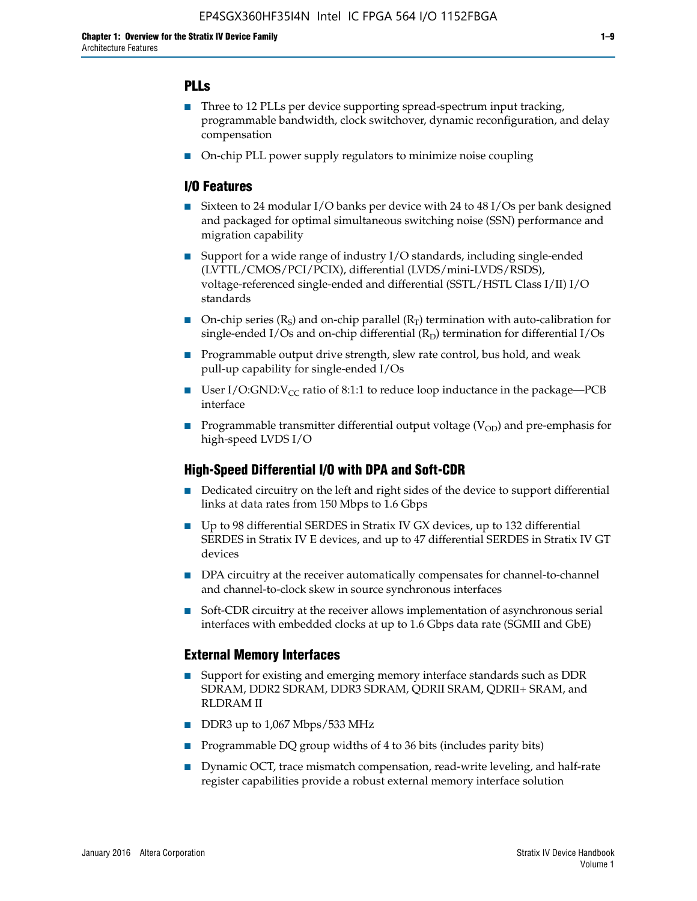## PLLs

- Three to 12 PLLs per device supporting spread-spectrum input tracking, programmable bandwidth, clock switchover, dynamic reconfiguration, and delay compensation
- On-chip PLL power supply regulators to minimize noise coupling

## I/O Features

- Sixteen to 24 modular I/O banks per device with 24 to 48 I/Os per bank designed and packaged for optimal simultaneous switching noise (SSN) performance and migration capability
- Support for a wide range of industry I/O standards, including single-ended (LVTTL/CMOS/PCI/PCIX), differential (LVDS/mini-LVDS/RSDS), voltage-referenced single-ended and differential (SSTL/HSTL Class I/II) I/O standards
- On-chip series ($R_S$) and on-chip parallel ($R_T$) termination with auto-calibration for single-ended I/Os and on-chip differential ($R_D$) termination for differential I/Os
- Programmable output drive strength, slew rate control, bus hold, and weak pull-up capability for single-ended I/Os
- User I/O:GND:$V_{CC}$ ratio of 8:1:1 to reduce loop inductance in the package—PCB interface
- Programmable transmitter differential output voltage ($V_{OD}$) and pre-emphasis for high-speed LVDS I/O

## High-Speed Differential I/O with DPA and Soft-CDR

- Dedicated circuitry on the left and right sides of the device to support differential links at data rates from 150 Mbps to 1.6 Gbps
- Up to 98 differential SERDES in Stratix IV GX devices, up to 132 differential SERDES in Stratix IV E devices, and up to 47 differential SERDES in Stratix IV GT devices
- DPA circuitry at the receiver automatically compensates for channel-to-channel and channel-to-clock skew in source synchronous interfaces
- Soft-CDR circuitry at the receiver allows implementation of asynchronous serial interfaces with embedded clocks at up to 1.6 Gbps data rate (SGMII and GbE)

## External Memory Interfaces

- Support for existing and emerging memory interface standards such as DDR SDRAM, DDR2 SDRAM, DDR3 SDRAM, QDRII SRAM, QDRII+ SRAM, and RLDRAM II
- DDR3 up to 1,067 Mbps/533 MHz
- Programmable DQ group widths of 4 to 36 bits (includes parity bits)
- Dynamic OCT, trace mismatch compensation, read-write leveling, and half-rate register capabilities provide a robust external memory interface solution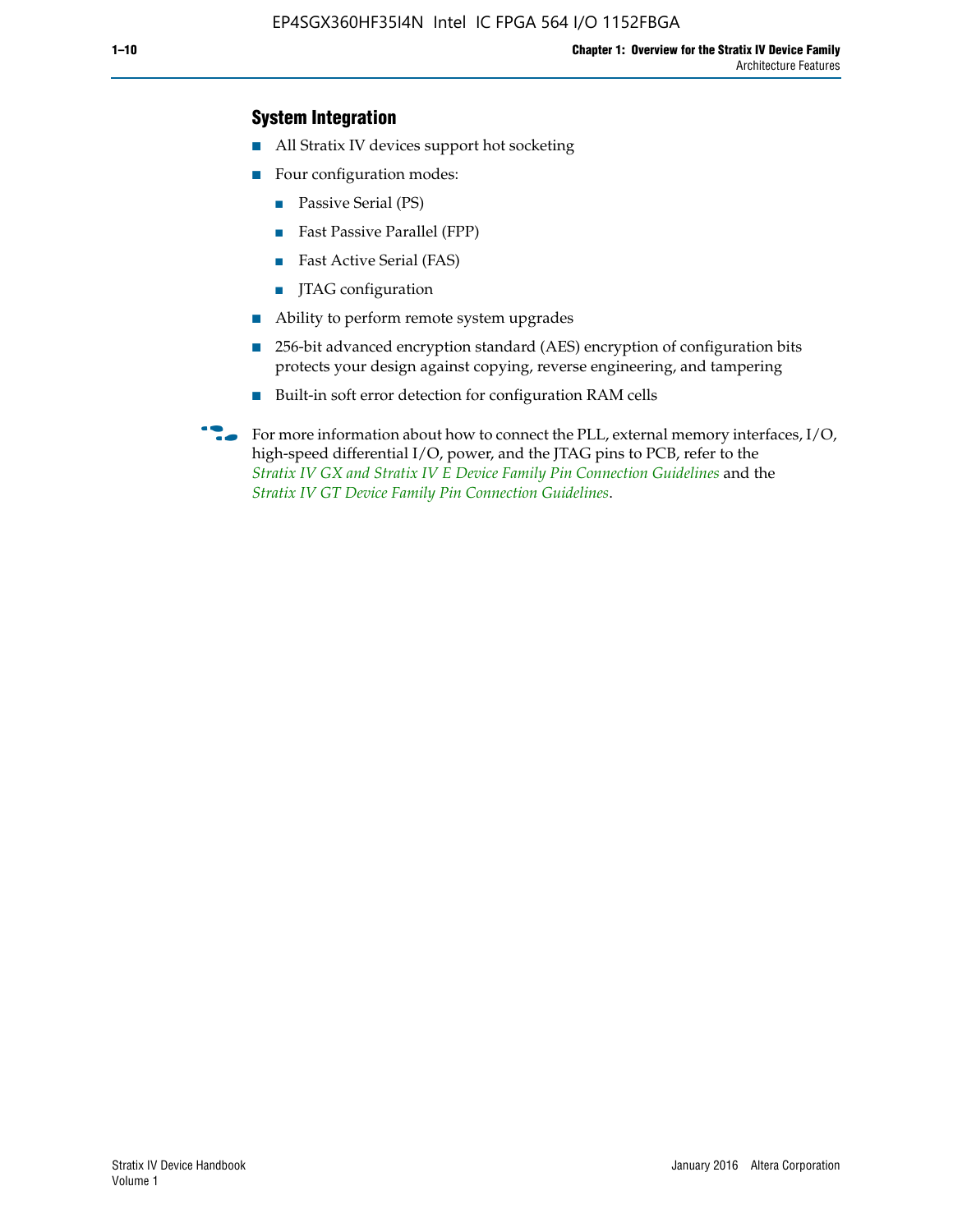### System Integration

- All Stratix IV devices support hot socketing
- Four configuration modes:
  - Passive Serial (PS)
  - Fast Passive Parallel (FPP)
  - Fast Active Serial (FAS)
  - JTAG configuration
- Ability to perform remote system upgrades
- 256-bit advanced encryption standard (AES) encryption of configuration bits protects your design against copying, reverse engineering, and tampering
- Built-in soft error detection for configuration RAM cells

For more information about how to connect the PLL, external memory interfaces, I/O, high-speed differential I/O, power, and the JTAG pins to PCB, refer to the *Stratix IV GX and Stratix IV E Device Family Pin Connection Guidelines* and the *Stratix IV GT Device Family Pin Connection Guidelines*.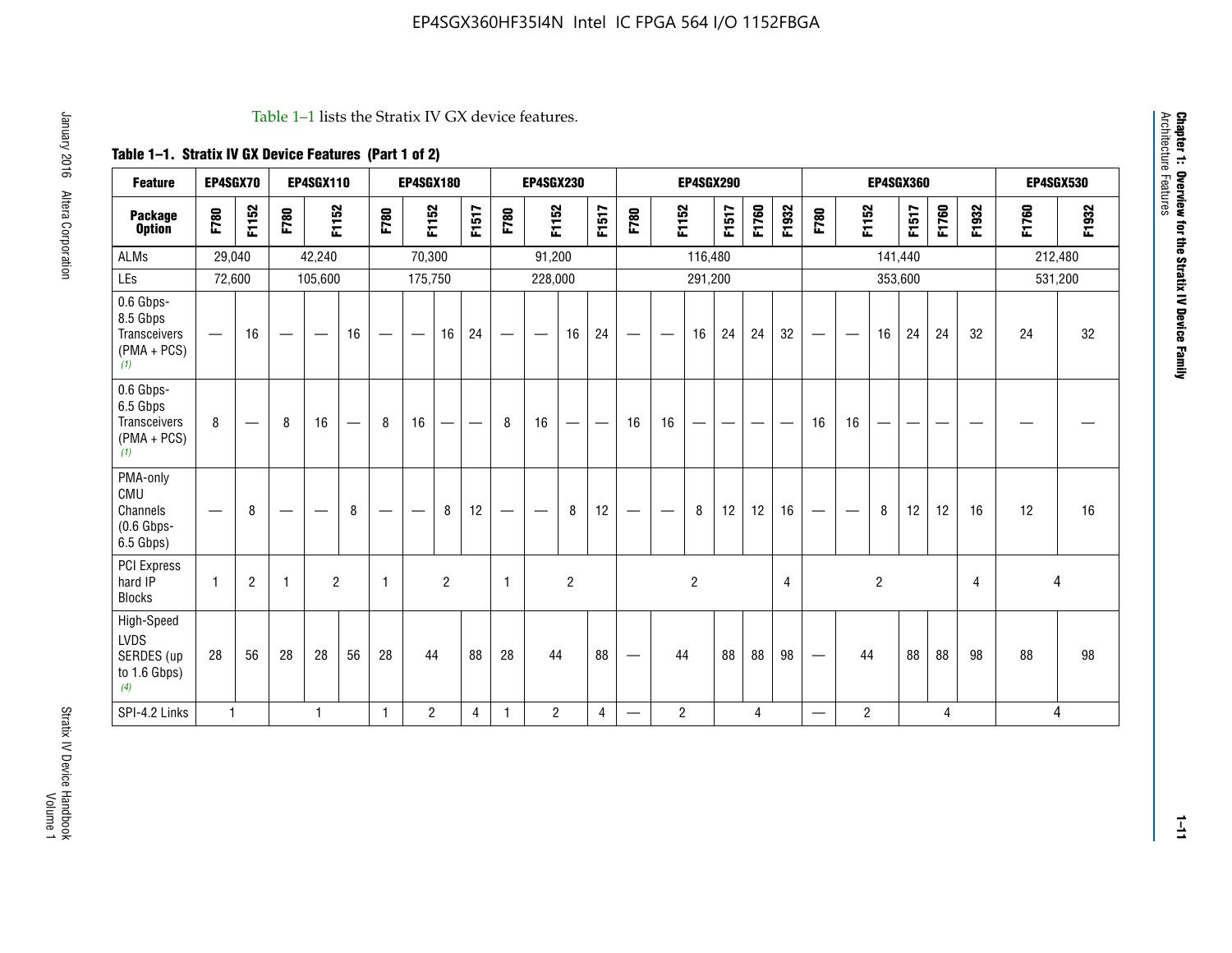Table 1–1 lists the Stratix IV GX device features.

**Table 1–1. Stratix IV GX Device Features (Part 1 of 2)**

| Feature | EP4SGX70 | | EP4SGX110 | | | EP4SGX180 | | | | EP4SGX230 | | | | EP4SGX290 | | | | | | EP4SGX360 | | | | | | EP4SGX530 | |
|---|---|---|---|---|---|---|---|---|---|---|---|---|---|---|---|---|---|---|---|---|---|---|---|---|---|---|---|
| Package Option | F780 | F1152 | F780 | F1152 | | F780 | F1152 | | F1517 | F780 | F1152 | | F1517 | F780 | F1152 | | F1517 | F1760 | F1932 | F780 | F1152 | | F1517 | F1760 | F1932 | F1760 | F1932 |
| ALMs | 29,040 | | 42,240 | | | 70,300 | | | | 91,200 | | | | 116,480 | | | | | | 141,440 | | | | | | 212,480 | |
| LEs | 72,600 | | 105,600 | | | 175,750 | | | | 228,000 | | | | 291,200 | | | | | | 353,600 | | | | | | 531,200 | |
| 0.6 Gbps-8.5 Gbps Transceivers (PMA + PCS) (1) | — | 16 | — | — | 16 | — | — | 16 | 24 | — | — | 16 | 24 | — | — | 16 | 24 | 24 | 32 | — | — | 16 | 24 | 24 | 32 | 24 | 32 |
| 0.6 Gbps-6.5 Gbps Transceivers (PMA + PCS) (1) | 8 | — | 8 | 16 | — | 8 | 16 | — | — | 8 | 16 | — | — | 16 | 16 | — | — | — | — | 16 | 16 | — | — | — | — | — | — |
| PMA-only CMU Channels (0.6 Gbps-6.5 Gbps) | — | 8 | — | — | 8 | — | — | 8 | 12 | — | — | 8 | 12 | — | — | 8 | 12 | 12 | 16 | — | — | 8 | 12 | 12 | 16 | 12 | 16 |
| PCI Express hard IP Blocks | 1 | 2 | 1 | 2 | | 1 | 2 | | | 1 | 2 | | | 2 | | | | | 4 | 2 | | | | | 4 | 4 | |
| High-Speed LVDS SERDES (up to 1.6 Gbps) (4) | 28 | 56 | 28 | 28 | 56 | 28 | 44 | | 88 | 28 | 44 | | 88 | — | 44 | | 88 | 88 | 98 | — | 44 | | 88 | 88 | 98 | 88 | 98 |
| SPI-4.2 Links | 1 | | 1 | | | 1 | 2 | | 4 | 1 | 2 | | 4 | — | 2 | | 4 | | | — | 2 | | 4 | | | 4 | |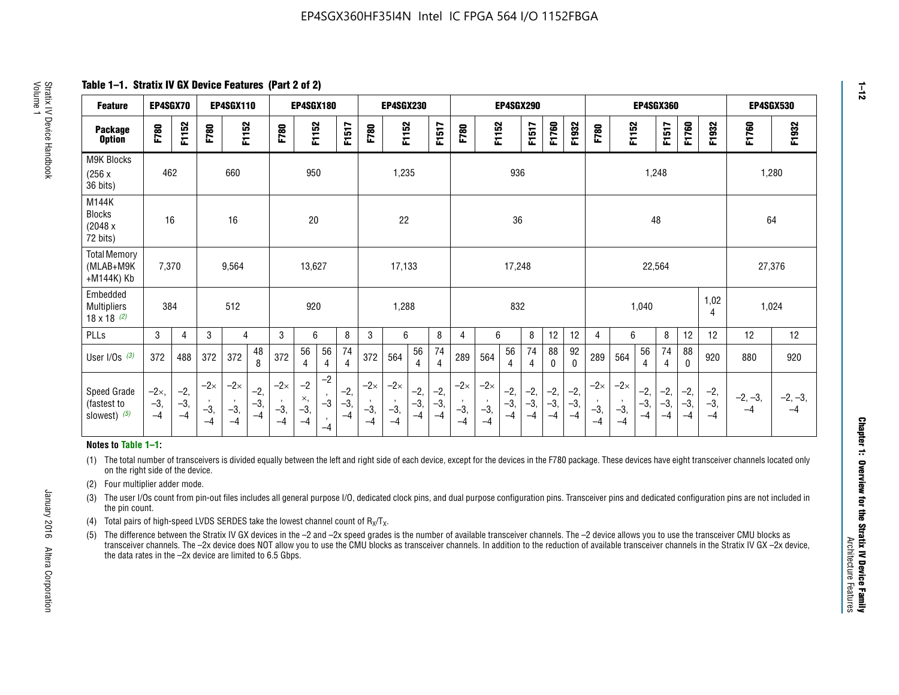**Table 1–1. Stratix IV GX Device Features (Part 2 of 2)**

| Feature | EP4SGX70 | | EP4SGX110 | | | EP4SGX180 | | | | EP4SGX230 | | | | EP4SGX290 | | | | | | EP4SGX360 | | | | | | EP4SGX530 | |
|---|---|---|---|---|---|---|---|---|---|---|---|---|---|---|---|---|---|---|---|---|---|---|---|---|---|---|---|
| Package Option | F780 | F1152 | F780 | F1152 | | F780 | F1152 | | F1517 | F780 | F1152 | | F1517 | F780 | F1152 | | F1517 | F1760 | F1932 | F780 | F1152 | | F1517 | F1760 | F1932 | F1760 | F1932 |
| M9K Blocks (256 x 36 bits) | 462 | | 660 | | | 950 | | | | 1,235 | | | | 936 | | | | | | 1,248 | | | | | | 1,280 | |
| M144K Blocks (2048 x 72 bits) | 16 | | 16 | | | 20 | | | | 22 | | | | 36 | | | | | | 48 | | | | | | 64 | |
| Total Memory (MLAB+M9K +M144K) Kb | 7,370 | | 9,564 | | | 13,627 | | | | 17,133 | | | | 17,248 | | | | | | 22,564 | | | | | | 27,376 | |
| Embedded Multipliers 18 x 18 (2) | 384 | | 512 | | | 920 | | | | 1,288 | | | | 832 | | | | | | 1,040 | | | | | 1,024 | 1,024 | |
| PLLs | 3 | 4 | 3 | 4 | | 3 | 6 | | 8 | 3 | 6 | | 8 | 4 | 6 | | 8 | 12 | 12 | 4 | 6 | | 8 | 12 | 12 | 12 | 12 |
| User I/Os (3) | 372 | 488 | 372 | 372 | 488 | 372 | 564 | 564 | 744 | 372 | 564 | 564 | 744 | 289 | 564 | 564 | 744 | 880 | 920 | 289 | 564 | 564 | 744 | 880 | 920 | 880 | 920 |
| Speed Grade (fastest to slowest) (5) | –2×, –3, –4 | –2, –3, –4 | –2×, –3, –4 | –2×, –3, –4 | –2, –3, –4 | –2×, –3, –4 | –2×, –3, –4 | –2, –3, –4 | –2, –3, –4 | –2×, –3, –4 | –2×, –3, –4 | –2, –3, –4 | –2, –3, –4 | –2×, –3, –4 | –2×, –3, –4 | –2, –3, –4 | –2, –3, –4 | –2, –3, –4 | –2, –3, –4 | –2×, –3, –4 | –2×, –3, –4 | –2, –3, –4 | –2, –3, –4 | –2, –3, –4 | –2, –3, –4 | –2, –3, –4 | –2, –3, –4 |

**Notes to Table 1–1:**

(1) The total number of transceivers is divided equally between the left and right side of each device, except for the devices in the F780 package. These devices have eight transceiver channels located only on the right side of the device.

(2) Four multiplier adder mode.

(3) The user I/Os count from pin-out files includes all general purpose I/O, dedicated clock pins, and dual purpose configuration pins. Transceiver pins and dedicated configuration pins are not included in the pin count.

(4) Total pairs of high-speed LVDS SERDES take the lowest channel count of $R_X/T_X$.

(5) The difference between the Stratix IV GX devices in the –2 and –2x speed grades is the number of available transceiver channels. The –2 device allows you to use the transceiver CMU blocks as transceiver channels. The –2x device does NOT allow you to use the CMU blocks as transceiver channels. In addition to the reduction of available transceiver channels in the Stratix IV GX –2x device, the data rates in the –2x device are limited to 6.5 Gbps.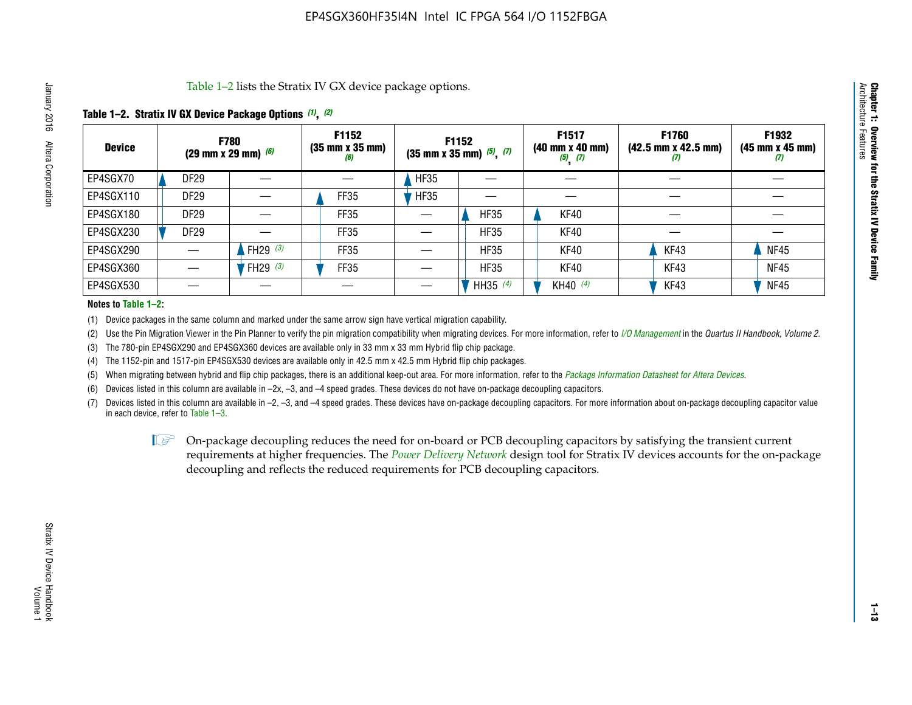Table 1–2 lists the Stratix IV GX device package options.

**Table 1–2. Stratix IV GX Device Package Options (1), (2)**

| Device | F780 (29 mm x 29 mm) (6) | | F1152 (35 mm x 35 mm) (6) | F1152 (35 mm x 35 mm) (5), (7) | | F1517 (40 mm x 40 mm) (5), (7) | F1760 (42.5 mm x 42.5 mm) (7) | F1932 (45 mm x 45 mm) (7) |
|---|---|---|---|---|---|---|---|---|
| EP4SGX70 | DF29 | — | — | HF35 | — | — | — | — |
| EP4SGX110 | DF29 | — | FF35 | HF35 | — | — | — | — |
| EP4SGX180 | DF29 | — | FF35 | — | HF35 | KF40 | — | — |
| EP4SGX230 | DF29 | — | FF35 | — | HF35 | KF40 | — | — |
| EP4SGX290 | — | FH29 (3) | FF35 | — | HF35 | KF40 | KF43 | NF45 |
| EP4SGX360 | — | FH29 (3) | FF35 | — | HF35 | KF40 | KF43 | NF45 |
| EP4SGX530 | — | — | — | — | HH35 (4) | KH40 (4) | KF43 | NF45 |

**Notes to Table 1–2:**

(1) Device packages in the same column and marked under the same arrow sign have vertical migration capability.

(2) Use the Pin Migration Viewer in the Pin Planner to verify the pin migration compatibility when migrating devices. For more information, refer to *I/O Management* in the *Quartus II Handbook, Volume 2*.

(3) The 780-pin EP4SGX290 and EP4SGX360 devices are available only in 33 mm x 33 mm Hybrid flip chip package.

(4) The 1152-pin and 1517-pin EP4SGX530 devices are available only in 42.5 mm x 42.5 mm Hybrid flip chip packages.

(5) When migrating between hybrid and flip chip packages, there is an additional keep-out area. For more information, refer to the *Package Information Datasheet for Altera Devices*.

(6) Devices listed in this column are available in –2x, –3, and –4 speed grades. These devices do not have on-package decoupling capacitors.

(7) Devices listed in this column are available in –2, –3, and –4 speed grades. These devices have on-package decoupling capacitors. For more information about on-package decoupling capacitor value in each device, refer to Table 1–3.

On-package decoupling reduces the need for on-board or PCB decoupling capacitors by satisfying the transient current requirements at higher frequencies. The *Power Delivery Network* design tool for Stratix IV devices accounts for the on-package decoupling and reflects the reduced requirements for PCB decoupling capacitors.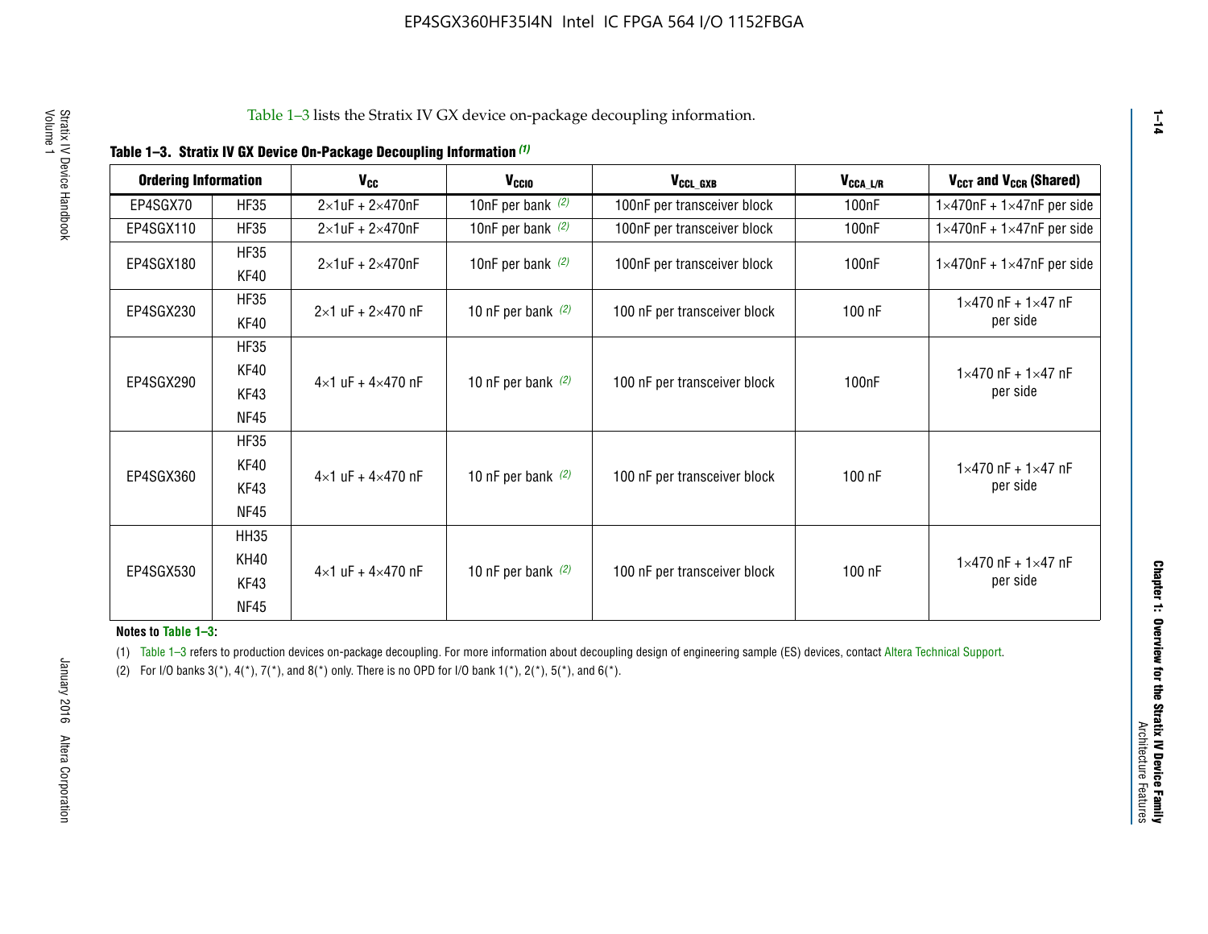Table 1–3 lists the Stratix IV GX device on-package decoupling information.

**Table 1–3. Stratix IV GX Device On-Package Decoupling Information (1)**

| Ordering Information | | $V_{CC}$ | $V_{CCIO}$ | $V_{CCL\_GXB}$ | $V_{CCA\_L/R}$ | $V_{CCT}$ and $V_{CCR}$ (Shared) |
|---|---|---|---|---|---|---|
| EP4SGX70 | HF35 | 2×1uF + 2×470nF | 10nF per bank (2) | 100nF per transceiver block | 100nF | 1×470nF + 1×47nF per side |
| EP4SGX110 | HF35 | 2×1uF + 2×470nF | 10nF per bank (2) | 100nF per transceiver block | 100nF | 1×470nF + 1×47nF per side |
| EP4SGX180 | HF35<br>KF40 | 2×1uF + 2×470nF | 10nF per bank (2) | 100nF per transceiver block | 100nF | 1×470nF + 1×47nF per side |
| EP4SGX230 | HF35<br>KF40 | 2×1 uF + 2×470 nF | 10 nF per bank (2) | 100 nF per transceiver block | 100 nF | 1×470 nF + 1×47 nF per side |
| EP4SGX290 | HF35<br>KF40<br>KF43<br>NF45 | 4×1 uF + 4×470 nF | 10 nF per bank (2) | 100 nF per transceiver block | 100nF | 1×470 nF + 1×47 nF per side |
| EP4SGX360 | HF35<br>KF40<br>KF43<br>NF45 | 4×1 uF + 4×470 nF | 10 nF per bank (2) | 100 nF per transceiver block | 100 nF | 1×470 nF + 1×47 nF per side |
| EP4SGX530 | HH35<br>KH40<br>KF43<br>NF45 | 4×1 uF + 4×470 nF | 10 nF per bank (2) | 100 nF per transceiver block | 100 nF | 1×470 nF + 1×47 nF per side |

**Notes to Table 1–3:**

(1) Table 1–3 refers to production devices on-package decoupling. For more information about decoupling design of engineering sample (ES) devices, contact Altera Technical Support.

(2) For I/O banks 3(*), 4(*), 7(*), and 8(*) only. There is no OPD for I/O bank 1(*), 2(*), 5(*), and 6(*).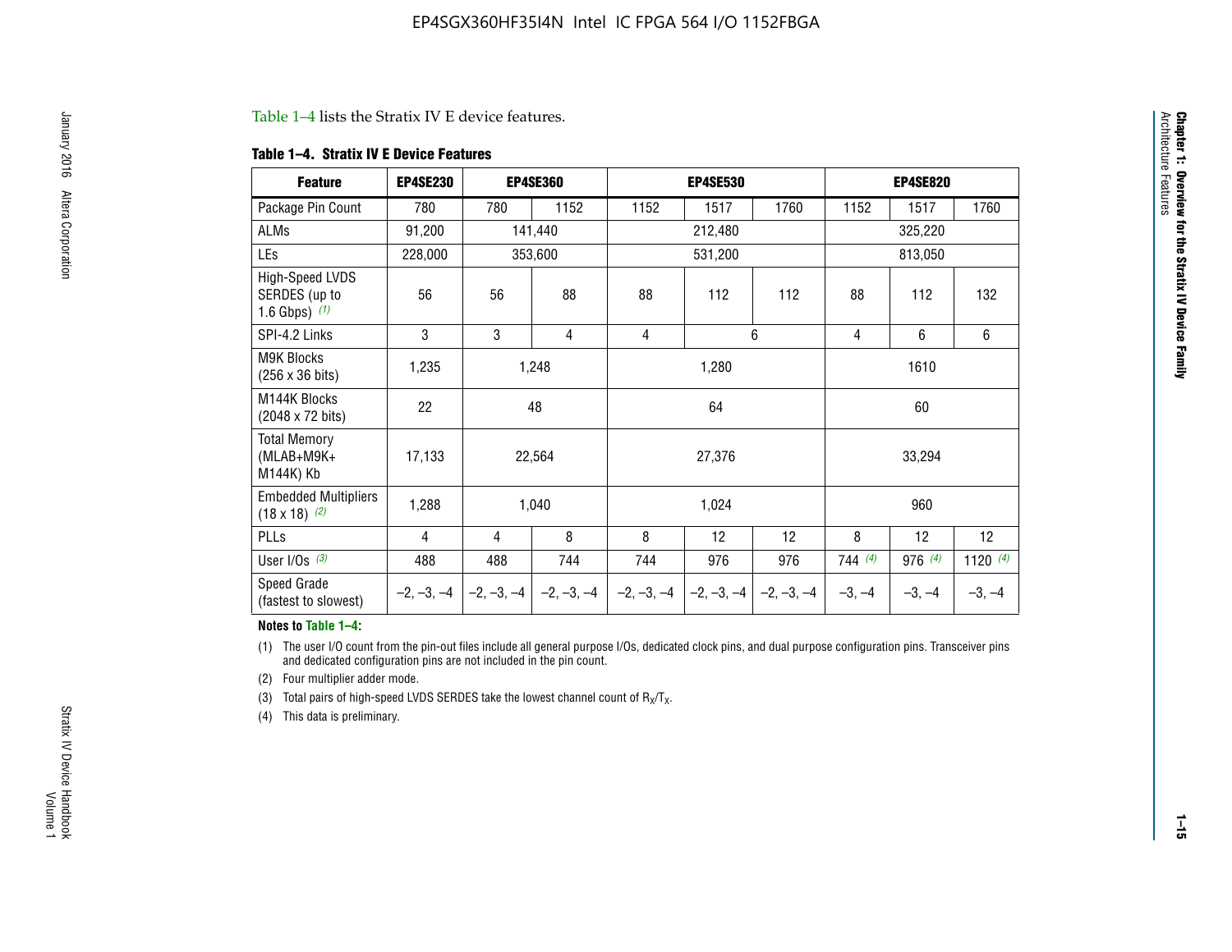Table 1–4 lists the Stratix IV E device features.

**Table 1–4. Stratix IV E Device Features**

| Feature | EP4SE230 | EP4SE360 | | EP4SE530 | | | EP4SE820 | | |
|---|---|---|---|---|---|---|---|---|---|
| Package Pin Count | 780 | 780 | 1152 | 1152 | 1517 | 1760 | 1152 | 1517 | 1760 |
| ALMs | 91,200 | 141,440 | | 212,480 | | | 325,220 | | |
| LEs | 228,000 | 353,600 | | 531,200 | | | 813,050 | | |
| High-Speed LVDS SERDES (up to 1.6 Gbps) *(1)* | 56 | 56 | 88 | 88 | 112 | 112 | 88 | 112 | 132 |
| SPI-4.2 Links | 3 | 3 | 4 | 4 | 6 | | 4 | 6 | 6 |
| M9K Blocks (256 x 36 bits) | 1,235 | 1,248 | | 1,280 | | | 1610 | | |
| M144K Blocks (2048 x 72 bits) | 22 | 48 | | 64 | | | 60 | | |
| Total Memory (MLAB+M9K+ M144K) Kb | 17,133 | 22,564 | | 27,376 | | | 33,294 | | |
| Embedded Multipliers (18 x 18) *(2)* | 1,288 | 1,040 | | 1,024 | | | 960 | | |
| PLLs | 4 | 4 | 8 | 8 | 12 | 12 | 8 | 12 | 12 |
| User I/Os *(3)* | 488 | 488 | 744 | 744 | 976 | 976 | 744 *(4)* | 976 *(4)* | 1120 *(4)* |
| Speed Grade (fastest to slowest) | –2, –3, –4 | –2, –3, –4 | –2, –3, –4 | –2, –3, –4 | –2, –3, –4 | –2, –3, –4 | –3, –4 | –3, –4 | –3, –4 |

**Notes to Table 1–4:**

(1) The user I/O count from the pin-out files include all general purpose I/Os, dedicated clock pins, and dual purpose configuration pins. Transceiver pins and dedicated configuration pins are not included in the pin count.

(2) Four multiplier adder mode.

(3) Total pairs of high-speed LVDS SERDES take the lowest channel count of $R_X/T_X$.

(4) This data is preliminary.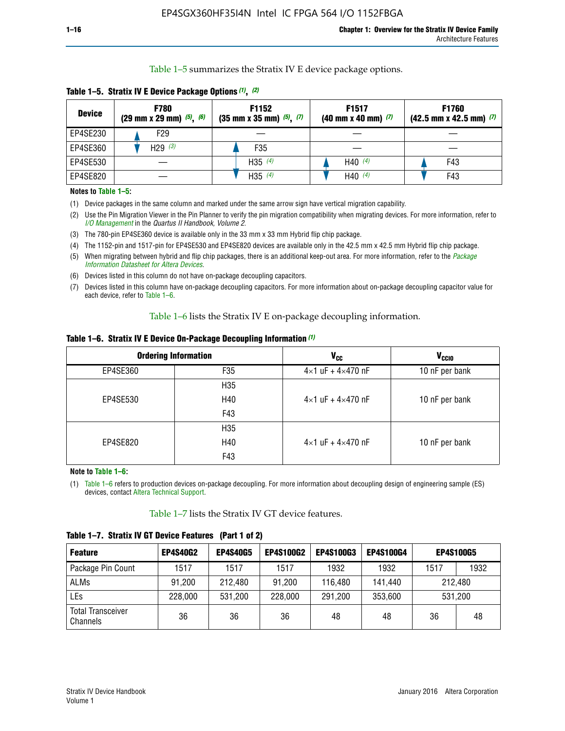Table 1–5 summarizes the Stratix IV E device package options.

**Table 1–5. Stratix IV E Device Package Options (1), (2)**

| Device | F780 (29 mm x 29 mm) (5), (6) | F1152 (35 mm x 35 mm) (5), (7) | F1517 (40 mm x 40 mm) (7) | F1760 (42.5 mm x 42.5 mm) (7) |
|---|---|---|---|---|
| EP4SE230 | F29 | — | — | — |
| EP4SE360 | H29 (3) | F35 | — | — |
| EP4SE530 | — | H35 (4) | H40 (4) | F43 |
| EP4SE820 | — | H35 (4) | H40 (4) | F43 |

**Notes to Table 1–5:**

(1) Device packages in the same column and marked under the same arrow sign have vertical migration capability.

(2) Use the Pin Migration Viewer in the Pin Planner to verify the pin migration compatibility when migrating devices. For more information, refer to *I/O Management* in the *Quartus II Handbook, Volume 2*.

(3) The 780-pin EP4SE360 device is available only in the 33 mm x 33 mm Hybrid flip chip package.

(4) The 1152-pin and 1517-pin for EP4SE530 and EP4SE820 devices are available only in the 42.5 mm x 42.5 mm Hybrid flip chip package.

(5) When migrating between hybrid and flip chip packages, there is an additional keep-out area. For more information, refer to the *Package Information Datasheet for Altera Devices*.

(6) Devices listed in this column do not have on-package decoupling capacitors.

(7) Devices listed in this column have on-package decoupling capacitors. For more information about on-package decoupling capacitor value for each device, refer to Table 1–6.

Table 1–6 lists the Stratix IV E on-package decoupling information.

**Table 1–6. Stratix IV E Device On-Package Decoupling Information (1)**

| Ordering Information | | $V_{CC}$ | $V_{CCIO}$ |
|---|---|---|---|
| EP4SE360 | F35 | 4×1 uF + 4×470 nF | 10 nF per bank |
| EP4SE530 | H35<br>H40<br>F43 | 4×1 uF + 4×470 nF | 10 nF per bank |
| EP4SE820 | H35<br>H40<br>F43 | 4×1 uF + 4×470 nF | 10 nF per bank |

**Note to Table 1–6:**

(1) Table 1–6 refers to production devices on-package decoupling. For more information about decoupling design of engineering sample (ES) devices, contact Altera Technical Support.

Table 1–7 lists the Stratix IV GT device features.

**Table 1–7. Stratix IV GT Device Features (Part 1 of 2)**

| Feature | EP4S40G2 | EP4S40G5 | EP4S100G2 | EP4S100G3 | EP4S100G4 | EP4S100G5 | |
|---|---|---|---|---|---|---|---|
| Package Pin Count | 1517 | 1517 | 1517 | 1932 | 1932 | 1517 | 1932 |
| ALMs | 91,200 | 212,480 | 91,200 | 116,480 | 141,440 | 212,480 | |
| LEs | 228,000 | 531,200 | 228,000 | 291,200 | 353,600 | 531,200 | |
| Total Transceiver Channels | 36 | 36 | 36 | 48 | 48 | 36 | 48 |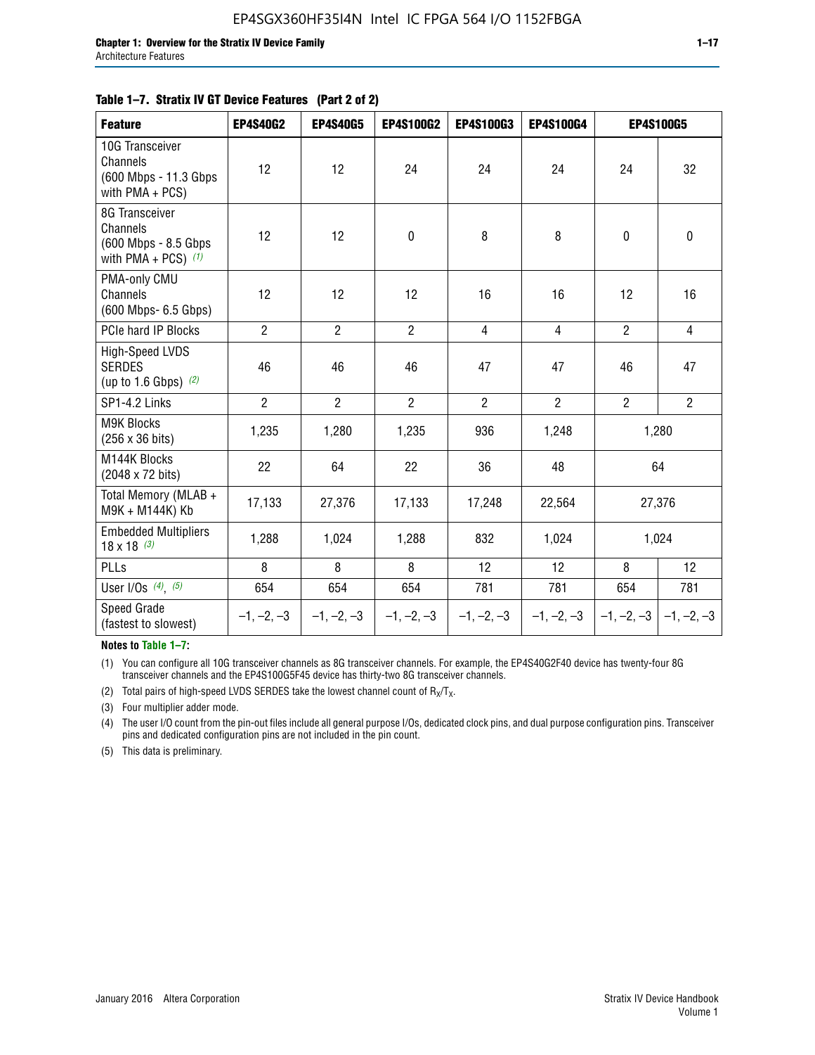**Table 1–7. Stratix IV GT Device Features (Part 2 of 2)**

| Feature | EP4S40G2 | EP4S40G5 | EP4S100G2 | EP4S100G3 | EP4S100G4 | EP4S100G5 | |
|---|---|---|---|---|---|---|---|
| 10G Transceiver Channels (600 Mbps - 11.3 Gbps with PMA + PCS) | 12 | 12 | 24 | 24 | 24 | 24 | 32 |
| 8G Transceiver Channels (600 Mbps - 8.5 Gbps with PMA + PCS) (1) | 12 | 12 | 0 | 8 | 8 | 0 | 0 |
| PMA-only CMU Channels (600 Mbps- 6.5 Gbps) | 12 | 12 | 12 | 16 | 16 | 12 | 16 |
| PCIe hard IP Blocks | 2 | 2 | 2 | 4 | 4 | 2 | 4 |
| High-Speed LVDS SERDES (up to 1.6 Gbps) (2) | 46 | 46 | 46 | 47 | 47 | 46 | 47 |
| SP1-4.2 Links | 2 | 2 | 2 | 2 | 2 | 2 | 2 |
| M9K Blocks (256 x 36 bits) | 1,235 | 1,280 | 1,235 | 936 | 1,248 | 1,280 | |
| M144K Blocks (2048 x 72 bits) | 22 | 64 | 22 | 36 | 48 | 64 | |
| Total Memory (MLAB + M9K + M144K) Kb | 17,133 | 27,376 | 17,133 | 17,248 | 22,564 | 27,376 | |
| Embedded Multipliers 18 x 18 (3) | 1,288 | 1,024 | 1,288 | 832 | 1,024 | 1,024 | |
| PLLs | 8 | 8 | 8 | 12 | 12 | 8 | 12 |
| User I/Os (4), (5) | 654 | 654 | 654 | 781 | 781 | 654 | 781 |
| Speed Grade (fastest to slowest) | –1, –2, –3 | –1, –2, –3 | –1, –2, –3 | –1, –2, –3 | –1, –2, –3 | –1, –2, –3 | –1, –2, –3 |

**Notes to Table 1–7:**

(1) You can configure all 10G transceiver channels as 8G transceiver channels. For example, the EP4S40G2F40 device has twenty-four 8G transceiver channels and the EP4S100G5F45 device has thirty-two 8G transceiver channels.

(2) Total pairs of high-speed LVDS SERDES take the lowest channel count of $R_X/T_X$.

(3) Four multiplier adder mode.

(4) The user I/O count from the pin-out files include all general purpose I/Os, dedicated clock pins, and dual purpose configuration pins. Transceiver pins and dedicated configuration pins are not included in the pin count.

(5) This data is preliminary.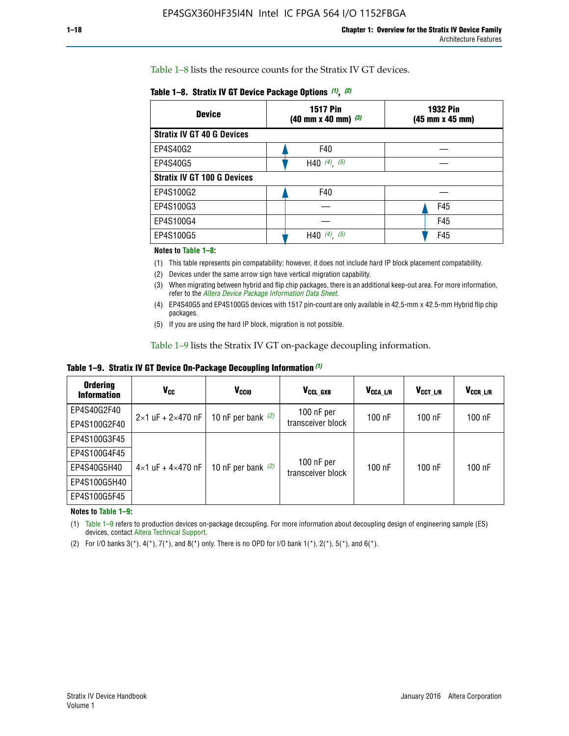Table 1–8 lists the resource counts for the Stratix IV GT devices.

**Table 1–8. Stratix IV GT Device Package Options (1), (2)**

| Device | 1517 Pin (40 mm x 40 mm) (3) | 1932 Pin (45 mm x 45 mm) |
|---|---|---|
| **Stratix IV GT 40 G Devices** | | |
| EP4S40G2 | F40 | — |
| EP4S40G5 | H40 (4), (5) | — |
| **Stratix IV GT 100 G Devices** | | |
| EP4S100G2 | F40 | — |
| EP4S100G3 | — | F45 |
| EP4S100G4 | — | F45 |
| EP4S100G5 | H40 (4), (5) | F45 |

**Notes to Table 1–8:**

(1) This table represents pin compatability; however, it does not include hard IP block placement compatability.

(2) Devices under the same arrow sign have vertical migration capability.

(3) When migrating between hybrid and flip chip packages, there is an additional keep-out area. For more information, refer to the *Altera Device Package Information Data Sheet*.

(4) EP4S40G5 and EP4S100G5 devices with 1517 pin-count are only available in 42.5-mm x 42.5-mm Hybrid flip chip packages.

(5) If you are using the hard IP block, migration is not possible.

Table 1–9 lists the Stratix IV GT on-package decoupling information.

**Table 1–9. Stratix IV GT Device On-Package Decoupling Information (1)**

| Ordering Information | $V_{CC}$ | $V_{CCIO}$ | $V_{CCL\_GXB}$ | $V_{CCA\_L/R}$ | $V_{CCT\_L/R}$ | $V_{CCR\_L/R}$ |
|---|---|---|---|---|---|---|
| EP4S40G2F40 | 2×1 uF + 2×470 nF | 10 nF per bank (2) | 100 nF per transceiver block | 100 nF | 100 nF | 100 nF |
| EP4S100G2F40 | | | | | | |
| EP4S100G3F45 | 4×1 uF + 4×470 nF | 10 nF per bank (2) | 100 nF per transceiver block | 100 nF | 100 nF | 100 nF |
| EP4S100G4F45 | | | | | | |
| EP4S40G5H40 | | | | | | |
| EP4S100G5H40 | | | | | | |
| EP4S100G5F45 | | | | | | |

**Notes to Table 1–9:**

(1) Table 1–9 refers to production devices on-package decoupling. For more information about decoupling design of engineering sample (ES) devices, contact Altera Technical Support.

(2) For I/O banks 3(*), 4(*), 7(*), and 8(*) only. There is no OPD for I/O bank 1(*), 2(*), 5(*), and 6(*).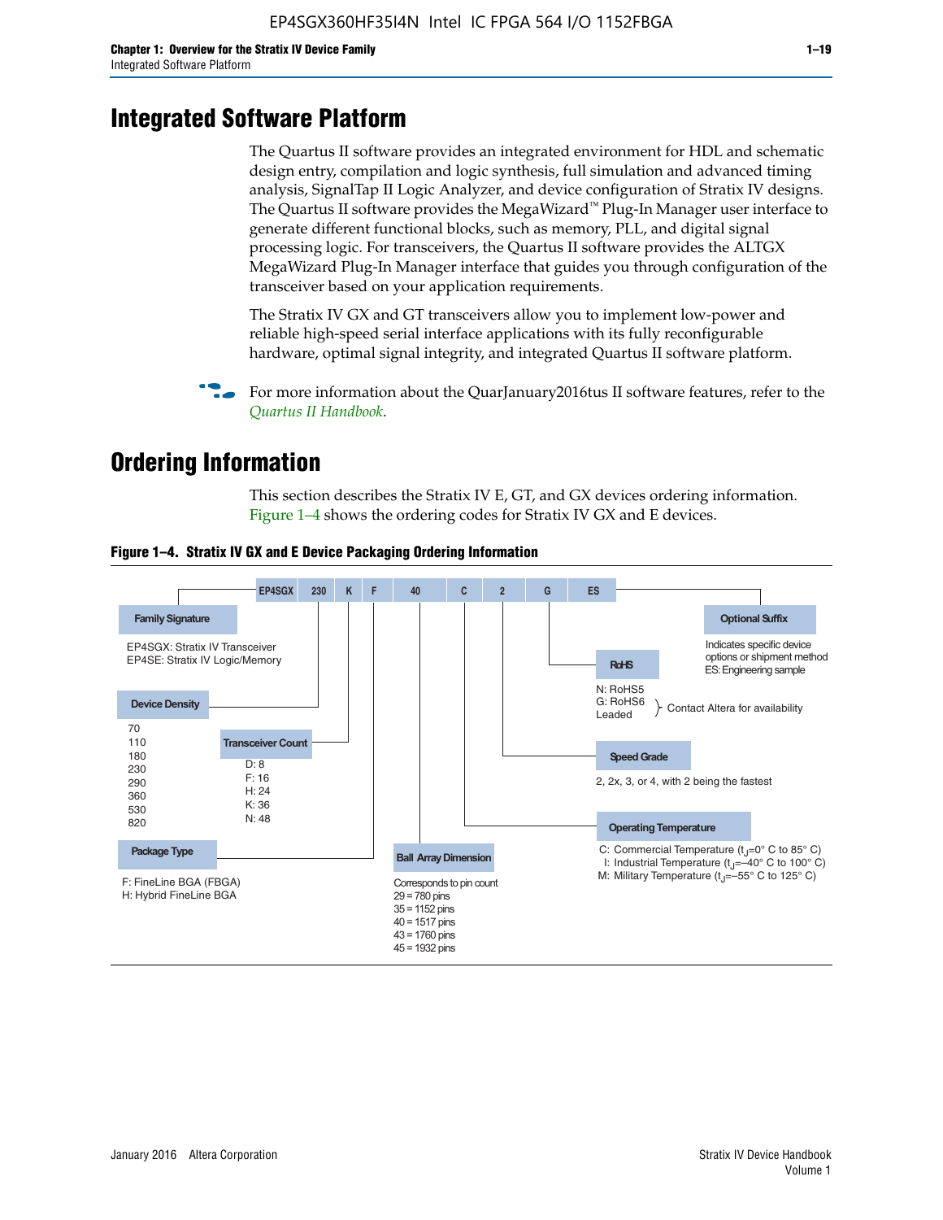# Integrated Software Platform

The Quartus II software provides an integrated environment for HDL and schematic design entry, compilation and logic synthesis, full simulation and advanced timing analysis, SignalTap II Logic Analyzer, and device configuration of Stratix IV designs. The Quartus II software provides the MegaWizard™ Plug-In Manager user interface to generate different functional blocks, such as memory, PLL, and digital signal processing logic. For transceivers, the Quartus II software provides the ALTGX MegaWizard Plug-In Manager interface that guides you through configuration of the transceiver based on your application requirements.

The Stratix IV GX and GT transceivers allow you to implement low-power and reliable high-speed serial interface applications with its fully reconfigurable hardware, optimal signal integrity, and integrated Quartus II software platform.

For more information about the QuarJanuary2016tus II software features, refer to the *Quartus II Handbook*.

# Ordering Information

This section describes the Stratix IV E, GT, and GX devices ordering information. Figure 1–4 shows the ordering codes for Stratix IV GX and E devices.

**Figure 1–4. Stratix IV GX and E Device Packaging Ordering Information**

EP4SGX 230 K F 40 C 2 G ES

**Family Signature**
EP4SGX: Stratix IV Transceiver
EP4SE: Stratix IV Logic/Memory

**Device Density**
70
110
180
230
290
360
530
820

**Transceiver Count**
D: 8
F: 16
H: 24
K: 36
N: 48

**Package Type**
F: FineLine BGA (FBGA)
H: Hybrid FineLine BGA

**Ball Array Dimension**
Corresponds to pin count
29 = 780 pins
35 = 1152 pins
40 = 1517 pins
43 = 1760 pins
45 = 1932 pins

**Operating Temperature**
C: Commercial Temperature ($t_J$=0° C to 85° C)
I: Industrial Temperature ($t_J$=–40° C to 100° C)
M: Military Temperature ($t_J$=–55° C to 125° C)

**Speed Grade**
2, 2x, 3, or 4, with 2 being the fastest

**RoHS**
N: RoHS5
G: RoHS6
Leaded
} Contact Altera for availability

**Optional Suffix**
Indicates specific device options or shipment method
ES: Engineering sample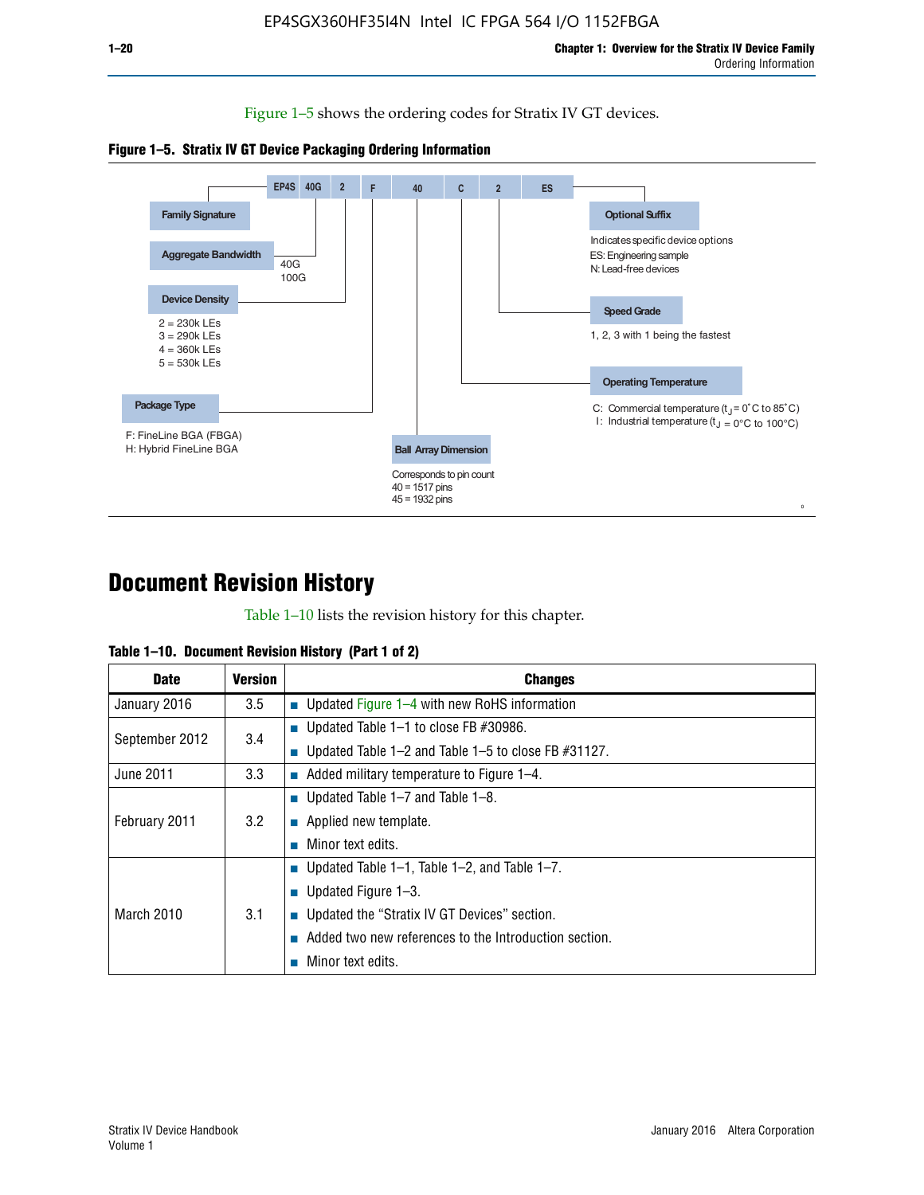Figure 1–5 shows the ordering codes for Stratix IV GT devices.

**Figure 1–5. Stratix IV GT Device Packaging Ordering Information**

EP4S 40G 2 F 40 C 2 ES

- **Family Signature**
- **Aggregate Bandwidth**: 40G, 100G
- **Device Density**: 2 = 230k LEs, 3 = 290k LEs, 4 = 360k LEs, 5 = 530k LEs
- **Package Type**: F: FineLine BGA (FBGA), H: Hybrid FineLine BGA
- **Ball Array Dimension**: Corresponds to pin count, 40 = 1517 pins, 45 = 1932 pins
- **Operating Temperature**: C: Commercial temperature ($t_J$ = 0°C to 85°C), I: Industrial temperature ($t_J$ = 0°C to 100°C)
- **Speed Grade**: 1, 2, 3 with 1 being the fastest
- **Optional Suffix**: Indicates specific device options, ES: Engineering sample, N: Lead-free devices

# Document Revision History

Table 1–10 lists the revision history for this chapter.

**Table 1–10. Document Revision History (Part 1 of 2)**

| Date | Version | Changes |
|---|---|---|
| January 2016 | 3.5 | ■ Updated Figure 1–4 with new RoHS information |
| September 2012 | 3.4 | ■ Updated Table 1–1 to close FB #30986. ■ Updated Table 1–2 and Table 1–5 to close FB #31127. |
| June 2011 | 3.3 | ■ Added military temperature to Figure 1–4. |
| February 2011 | 3.2 | ■ Updated Table 1–7 and Table 1–8. ■ Applied new template. ■ Minor text edits. |
| March 2010 | 3.1 | ■ Updated Table 1–1, Table 1–2, and Table 1–7. ■ Updated Figure 1–3. ■ Updated the "Stratix IV GT Devices" section. ■ Added two new references to the Introduction section. ■ Minor text edits. |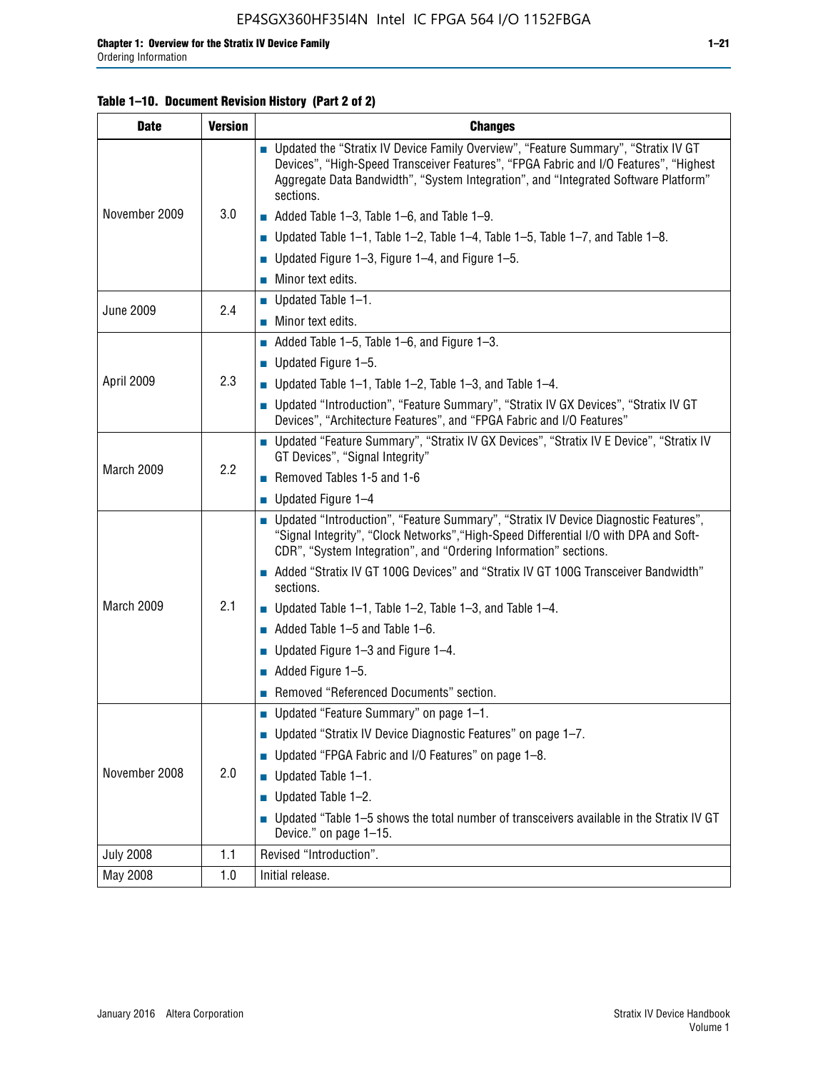**Table 1–10. Document Revision History (Part 2 of 2)**

| Date | Version | Changes |
|---|---|---|
| November 2009 | 3.0 | ■ Updated the "Stratix IV Device Family Overview", "Feature Summary", "Stratix IV GT Devices", "High-Speed Transceiver Features", "FPGA Fabric and I/O Features", "Highest Aggregate Data Bandwidth", "System Integration", and "Integrated Software Platform" sections.<br>■ Added Table 1–3, Table 1–6, and Table 1–9.<br>■ Updated Table 1–1, Table 1–2, Table 1–4, Table 1–5, Table 1–7, and Table 1–8.<br>■ Updated Figure 1–3, Figure 1–4, and Figure 1–5.<br>■ Minor text edits. |
| June 2009 | 2.4 | ■ Updated Table 1–1.<br>■ Minor text edits. |
| April 2009 | 2.3 | ■ Added Table 1–5, Table 1–6, and Figure 1–3.<br>■ Updated Figure 1–5.<br>■ Updated Table 1–1, Table 1–2, Table 1–3, and Table 1–4.<br>■ Updated "Introduction", "Feature Summary", "Stratix IV GX Devices", "Stratix IV GT Devices", "Architecture Features", and "FPGA Fabric and I/O Features" |
| March 2009 | 2.2 | ■ Updated "Feature Summary", "Stratix IV GX Devices", "Stratix IV E Device", "Stratix IV GT Devices", "Signal Integrity"<br>■ Removed Tables 1-5 and 1-6<br>■ Updated Figure 1–4 |
| March 2009 | 2.1 | ■ Updated "Introduction", "Feature Summary", "Stratix IV Device Diagnostic Features", "Signal Integrity", "Clock Networks","High-Speed Differential I/O with DPA and Soft-CDR", "System Integration", and "Ordering Information" sections.<br>■ Added "Stratix IV GT 100G Devices" and "Stratix IV GT 100G Transceiver Bandwidth" sections.<br>■ Updated Table 1–1, Table 1–2, Table 1–3, and Table 1–4.<br>■ Added Table 1–5 and Table 1–6.<br>■ Updated Figure 1–3 and Figure 1–4.<br>■ Added Figure 1–5.<br>■ Removed "Referenced Documents" section. |
| November 2008 | 2.0 | ■ Updated "Feature Summary" on page 1–1.<br>■ Updated "Stratix IV Device Diagnostic Features" on page 1–7.<br>■ Updated "FPGA Fabric and I/O Features" on page 1–8.<br>■ Updated Table 1–1.<br>■ Updated Table 1–2.<br>■ Updated "Table 1–5 shows the total number of transceivers available in the Stratix IV GT Device." on page 1–15. |
| July 2008 | 1.1 | Revised "Introduction". |
| May 2008 | 1.0 | Initial release. |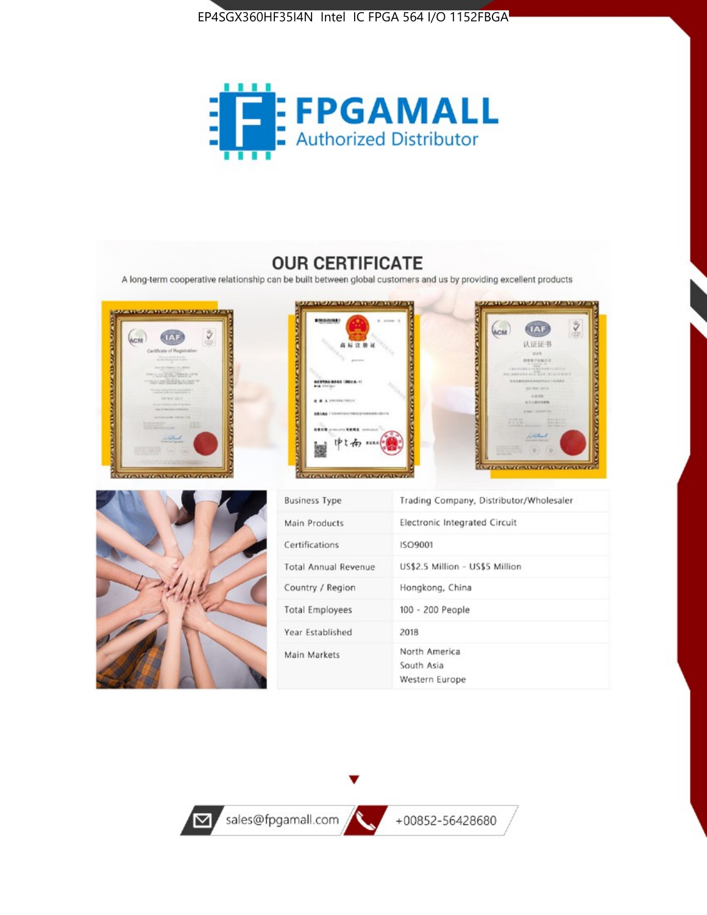FPGAMALL
Authorized Distributor

## OUR CERTIFICATE

A long-term cooperative relationship can be built between global customers and us by providing excellent products

| | |
|---|---|
| Business Type | Trading Company, Distributor/Wholesaler |
| Main Products | Electronic Integrated Circuit |
| Certifications | ISO9001 |
| Total Annual Revenue | US$2.5 Million - US$5 Million |
| Country / Region | Hongkong, China |
| Total Employees | 100 - 200 People |
| Year Established | 2018 |
| Main Markets | North America<br>South Asia<br>Western Europe |

sales@fpgamall.com

+00852-56428680